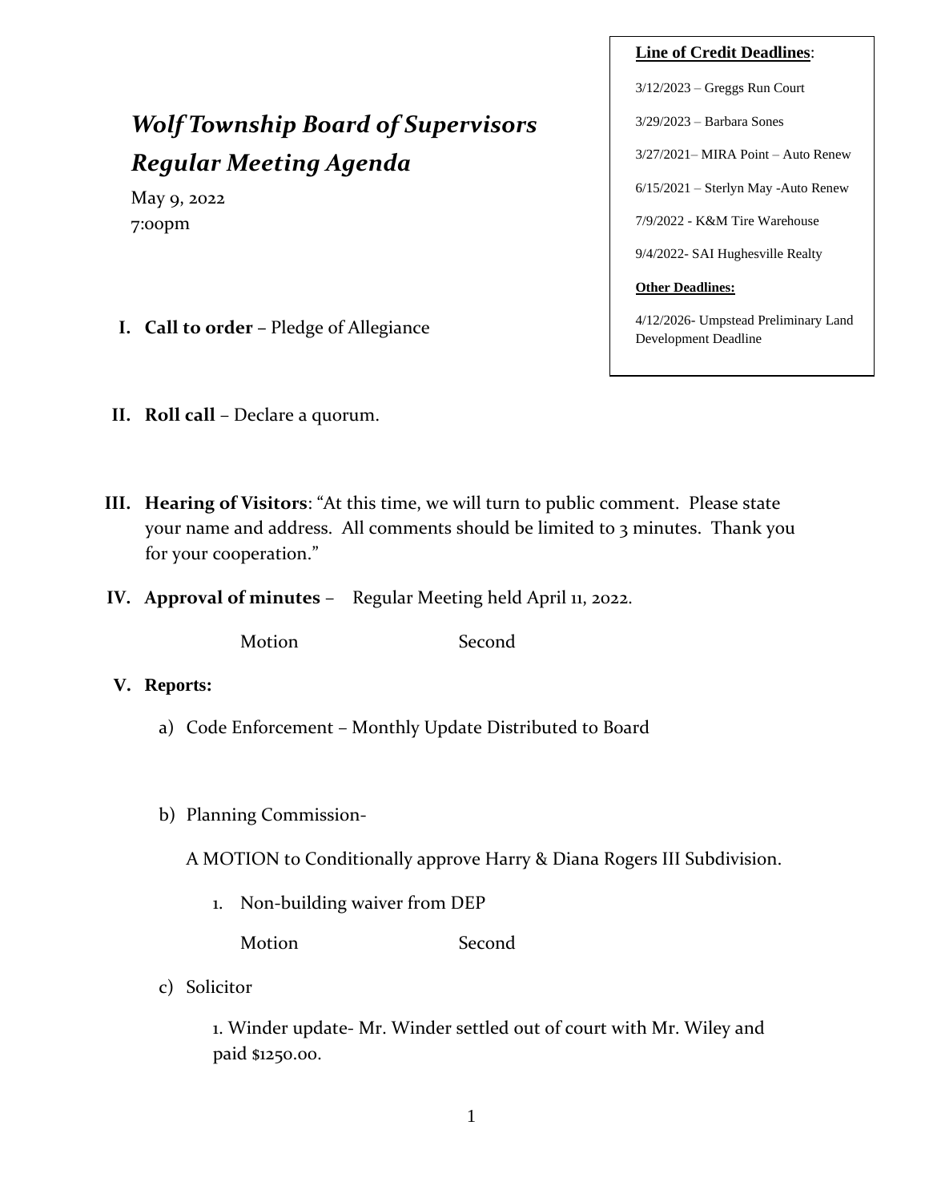# *Wolf Township Board of Supervisors*
# *Regular Meeting Agenda*

May 9, 2022
7:00pm

**Line of Credit Deadlines**:

3/12/2023 – Greggs Run Court

3/29/2023 – Barbara Sones

3/27/2021– MIRA Point – Auto Renew

6/15/2021 – Sterlyn May -Auto Renew

7/9/2022 - K&M Tire Warehouse

9/4/2022- SAI Hughesville Realty

**Other Deadlines:**

4/12/2026- Umpstead Preliminary Land Development Deadline

I. **Call to order** – Pledge of Allegiance

II. **Roll call** – Declare a quorum.

III. **Hearing of Visitors**: "At this time, we will turn to public comment. Please state your name and address. All comments should be limited to 3 minutes. Thank you for your cooperation."

IV. **Approval of minutes** – Regular Meeting held April 11, 2022.

Motion Second

V. **Reports:**

a) Code Enforcement – Monthly Update Distributed to Board

b) Planning Commission-

A MOTION to Conditionally approve Harry & Diana Rogers III Subdivision.

1. Non-building waiver from DEP

Motion Second

c) Solicitor

1. Winder update- Mr. Winder settled out of court with Mr. Wiley and paid $1250.00.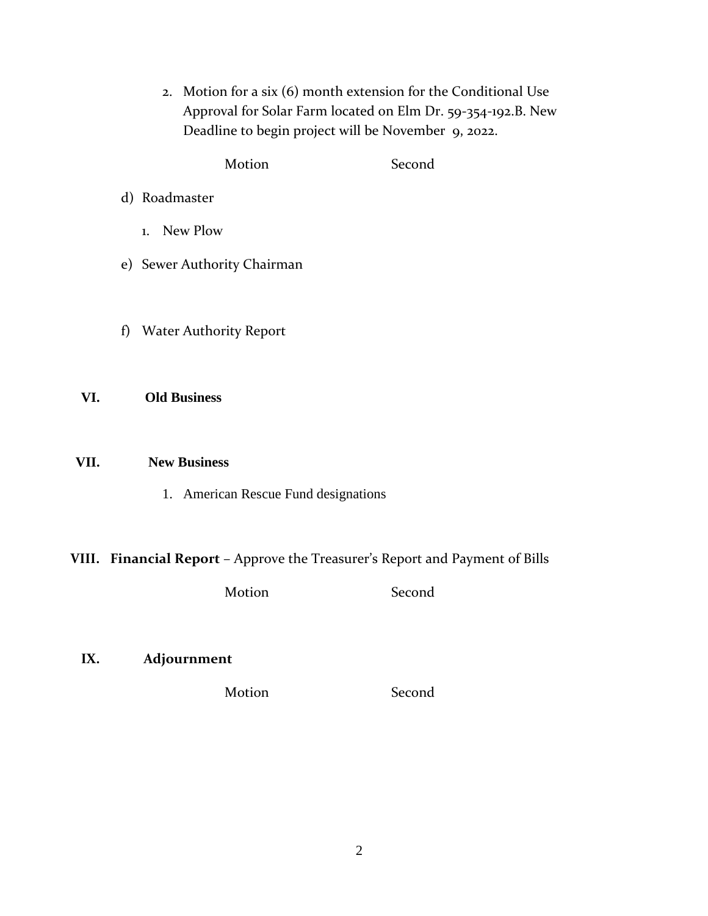2. Motion for a six (6) month extension for the Conditional Use Approval for Solar Farm located on Elm Dr. 59-354-192.B. New Deadline to begin project will be November 9, 2022.

Motion Second

d) Roadmaster

1. New Plow

e) Sewer Authority Chairman

f) Water Authority Report

## VI. Old Business

## VII. New Business

1. American Rescue Fund designations

## VIII. Financial Report – Approve the Treasurer's Report and Payment of Bills

Motion Second

## IX. Adjournment

Motion Second